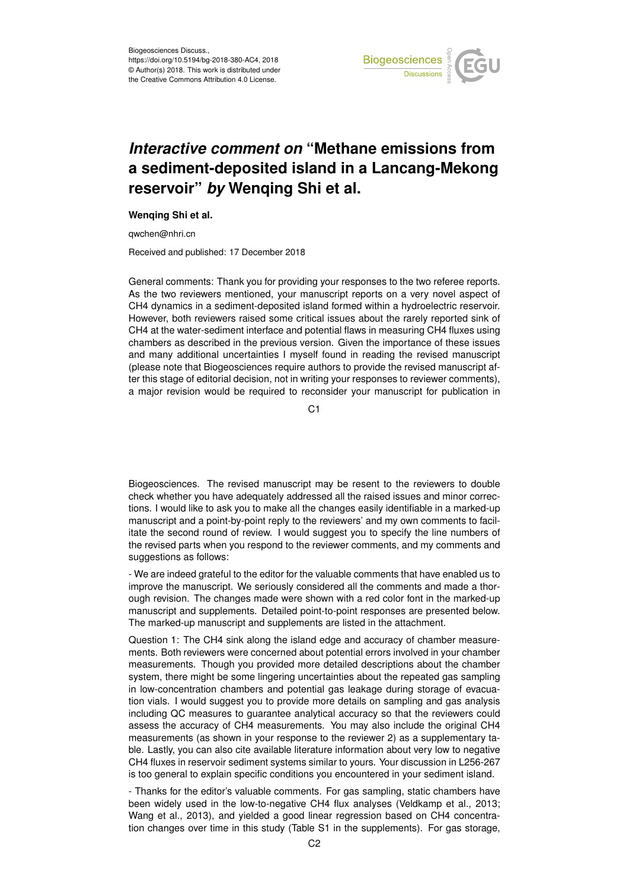Biogeosciences Discuss.,
https://doi.org/10.5194/bg-2018-380-AC4, 2018
© Author(s) 2018. This work is distributed under
the Creative Commons Attribution 4.0 License.

# *Interactive comment on* "Methane emissions from a sediment-deposited island in a Lancang-Mekong reservoir" *by* Wenqing Shi et al.

**Wenqing Shi et al.**

qwchen@nhri.cn

Received and published: 17 December 2018

General comments: Thank you for providing your responses to the two referee reports. As the two reviewers mentioned, your manuscript reports on a very novel aspect of CH4 dynamics in a sediment-deposited island formed within a hydroelectric reservoir. However, both reviewers raised some critical issues about the rarely reported sink of CH4 at the water-sediment interface and potential flaws in measuring CH4 fluxes using chambers as described in the previous version. Given the importance of these issues and many additional uncertainties I myself found in reading the revised manuscript (please note that Biogeosciences require authors to provide the revised manuscript after this stage of editorial decision, not in writing your responses to reviewer comments), a major revision would be required to reconsider your manuscript for publication in Biogeosciences. The revised manuscript may be resent to the reviewers to double check whether you have adequately addressed all the raised issues and minor corrections. I would like to ask you to make all the changes easily identifiable in a marked-up manuscript and a point-by-point reply to the reviewers' and my own comments to facilitate the second round of review. I would suggest you to specify the line numbers of the revised parts when you respond to the reviewer comments, and my comments and suggestions as follows:

- We are indeed grateful to the editor for the valuable comments that have enabled us to improve the manuscript. We seriously considered all the comments and made a thorough revision. The changes made were shown with a red color font in the marked-up manuscript and supplements. Detailed point-to-point responses are presented below. The marked-up manuscript and supplements are listed in the attachment.

Question 1: The CH4 sink along the island edge and accuracy of chamber measurements. Both reviewers were concerned about potential errors involved in your chamber measurements. Though you provided more detailed descriptions about the chamber system, there might be some lingering uncertainties about the repeated gas sampling in low-concentration chambers and potential gas leakage during storage of evacuation vials. I would suggest you to provide more details on sampling and gas analysis including QC measures to guarantee analytical accuracy so that the reviewers could assess the accuracy of CH4 measurements. You may also include the original CH4 measurements (as shown in your response to the reviewer 2) as a supplementary table. Lastly, you can also cite available literature information about very low to negative CH4 fluxes in reservoir sediment systems similar to yours. Your discussion in L256-267 is too general to explain specific conditions you encountered in your sediment island.

- Thanks for the editor's valuable comments. For gas sampling, static chambers have been widely used in the low-to-negative CH4 flux analyses (Veldkamp et al., 2013; Wang et al., 2013), and yielded a good linear regression based on CH4 concentration changes over time in this study (Table S1 in the supplements). For gas storage,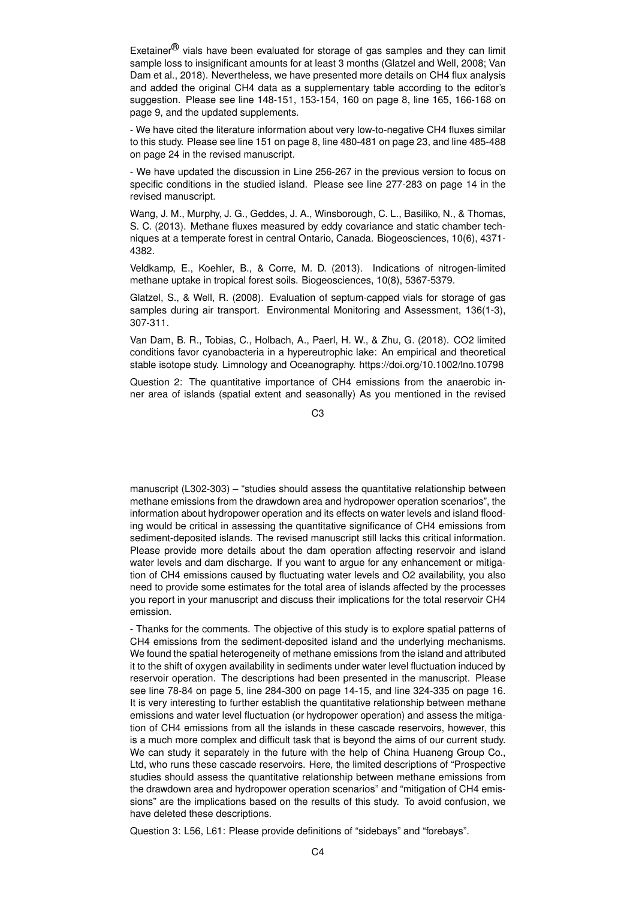Exetainer® vials have been evaluated for storage of gas samples and they can limit sample loss to insignificant amounts for at least 3 months (Glatzel and Well, 2008; Van Dam et al., 2018). Nevertheless, we have presented more details on $CH_4$ flux analysis and added the original $CH_4$ data as a supplementary table according to the editor's suggestion. Please see line 148-151, 153-154, 160 on page 8, line 165, 166-168 on page 9, and the updated supplements.

- We have cited the literature information about very low-to-negative $CH_4$ fluxes similar to this study. Please see line 151 on page 8, line 480-481 on page 23, and line 485-488 on page 24 in the revised manuscript.

- We have updated the discussion in Line 256-267 in the previous version to focus on specific conditions in the studied island. Please see line 277-283 on page 14 in the revised manuscript.

Wang, J. M., Murphy, J. G., Geddes, J. A., Winsborough, C. L., Basiliko, N., & Thomas, S. C. (2013). Methane fluxes measured by eddy covariance and static chamber techniques at a temperate forest in central Ontario, Canada. Biogeosciences, 10(6), 4371-4382.

Veldkamp, E., Koehler, B., & Corre, M. D. (2013). Indications of nitrogen-limited methane uptake in tropical forest soils. Biogeosciences, 10(8), 5367-5379.

Glatzel, S., & Well, R. (2008). Evaluation of septum-capped vials for storage of gas samples during air transport. Environmental Monitoring and Assessment, 136(1-3), 307-311.

Van Dam, B. R., Tobias, C., Holbach, A., Paerl, H. W., & Zhu, G. (2018). CO2 limited conditions favor cyanobacteria in a hypereutrophic lake: An empirical and theoretical stable isotope study. Limnology and Oceanography. https://doi.org/10.1002/lno.10798

Question 2: The quantitative importance of $CH_4$ emissions from the anaerobic inner area of islands (spatial extent and seasonally) As you mentioned in the revised manuscript (L302-303) – "studies should assess the quantitative relationship between methane emissions from the drawdown area and hydropower operation scenarios", the information about hydropower operation and its effects on water levels and island flooding would be critical in assessing the quantitative significance of $CH_4$ emissions from sediment-deposited islands. The revised manuscript still lacks this critical information. Please provide more details about the dam operation affecting reservoir and island water levels and dam discharge. If you want to argue for any enhancement or mitigation of $CH_4$ emissions caused by fluctuating water levels and $O_2$ availability, you also need to provide some estimates for the total area of islands affected by the processes you report in your manuscript and discuss their implications for the total reservoir $CH_4$ emission.

- Thanks for the comments. The objective of this study is to explore spatial patterns of $CH_4$ emissions from the sediment-deposited island and the underlying mechanisms. We found the spatial heterogeneity of methane emissions from the island and attributed it to the shift of oxygen availability in sediments under water level fluctuation induced by reservoir operation. The descriptions had been presented in the manuscript. Please see line 78-84 on page 5, line 284-300 on page 14-15, and line 324-335 on page 16. It is very interesting to further establish the quantitative relationship between methane emissions and water level fluctuation (or hydropower operation) and assess the mitigation of $CH_4$ emissions from all the islands in these cascade reservoirs, however, this is a much more complex and difficult task that is beyond the aims of our current study. We can study it separately in the future with the help of China Huaneng Group Co., Ltd, who runs these cascade reservoirs. Here, the limited descriptions of "Prospective studies should assess the quantitative relationship between methane emissions from the drawdown area and hydropower operation scenarios" and "mitigation of $CH_4$ emissions" are the implications based on the results of this study. To avoid confusion, we have deleted these descriptions.

Question 3: L56, L61: Please provide definitions of "sidebays" and "forebays".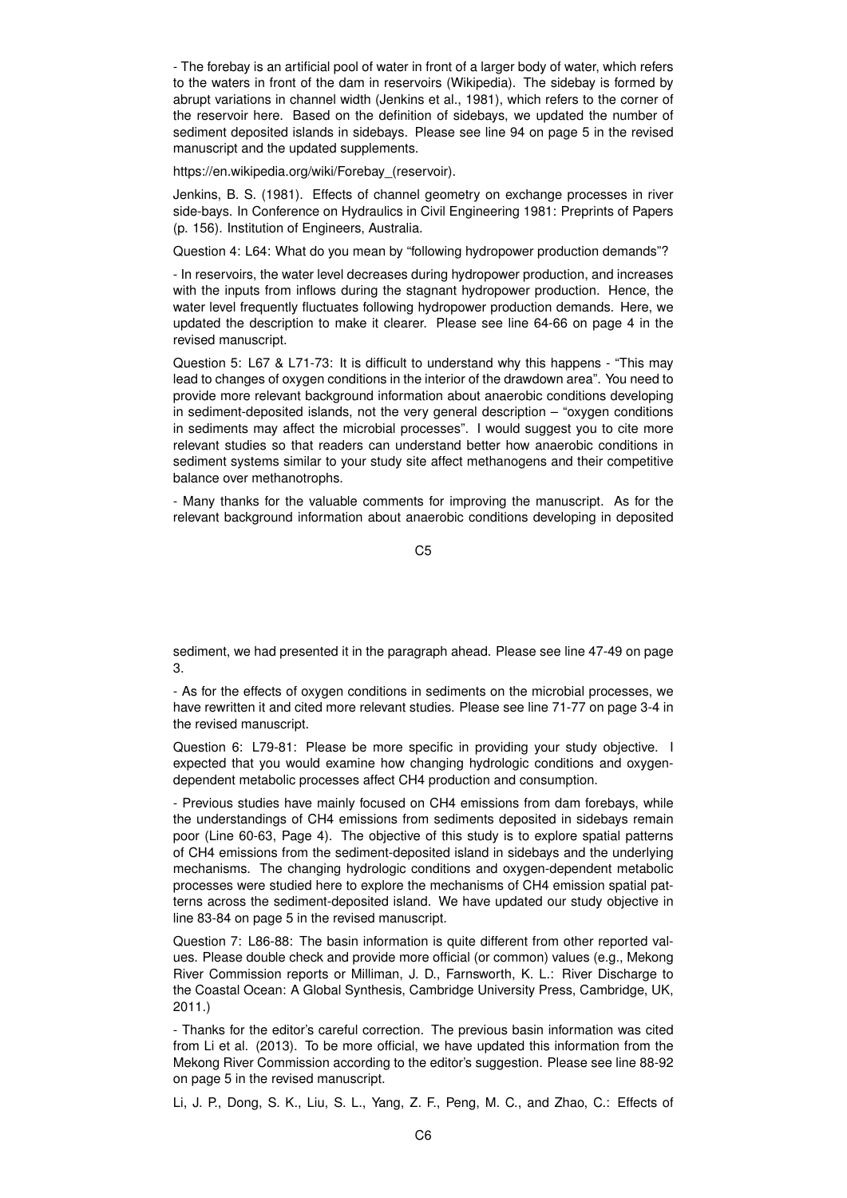- The forebay is an artificial pool of water in front of a larger body of water, which refers to the waters in front of the dam in reservoirs (Wikipedia). The sidebay is formed by abrupt variations in channel width (Jenkins et al., 1981), which refers to the corner of the reservoir here. Based on the definition of sidebays, we updated the number of sediment deposited islands in sidebays. Please see line 94 on page 5 in the revised manuscript and the updated supplements.

https://en.wikipedia.org/wiki/Forebay_(reservoir).

Jenkins, B. S. (1981). Effects of channel geometry on exchange processes in river side-bays. In Conference on Hydraulics in Civil Engineering 1981: Preprints of Papers (p. 156). Institution of Engineers, Australia.

Question 4: L64: What do you mean by "following hydropower production demands"?

- In reservoirs, the water level decreases during hydropower production, and increases with the inputs from inflows during the stagnant hydropower production. Hence, the water level frequently fluctuates following hydropower production demands. Here, we updated the description to make it clearer. Please see line 64-66 on page 4 in the revised manuscript.

Question 5: L67 & L71-73: It is difficult to understand why this happens - "This may lead to changes of oxygen conditions in the interior of the drawdown area". You need to provide more relevant background information about anaerobic conditions developing in sediment-deposited islands, not the very general description – "oxygen conditions in sediments may affect the microbial processes". I would suggest you to cite more relevant studies so that readers can understand better how anaerobic conditions in sediment systems similar to your study site affect methanogens and their competitive balance over methanotrophs.

- Many thanks for the valuable comments for improving the manuscript. As for the relevant background information about anaerobic conditions developing in deposited sediment, we had presented it in the paragraph ahead. Please see line 47-49 on page 3.

- As for the effects of oxygen conditions in sediments on the microbial processes, we have rewritten it and cited more relevant studies. Please see line 71-77 on page 3-4 in the revised manuscript.

Question 6: L79-81: Please be more specific in providing your study objective. I expected that you would examine how changing hydrologic conditions and oxygen-dependent metabolic processes affect $CH_4$ production and consumption.

- Previous studies have mainly focused on $CH_4$ emissions from dam forebays, while the understandings of $CH_4$ emissions from sediments deposited in sidebays remain poor (Line 60-63, Page 4). The objective of this study is to explore spatial patterns of $CH_4$ emissions from the sediment-deposited island in sidebays and the underlying mechanisms. The changing hydrologic conditions and oxygen-dependent metabolic processes were studied here to explore the mechanisms of $CH_4$ emission spatial patterns across the sediment-deposited island. We have updated our study objective in line 83-84 on page 5 in the revised manuscript.

Question 7: L86-88: The basin information is quite different from other reported values. Please double check and provide more official (or common) values (e.g., Mekong River Commission reports or Milliman, J. D., Farnsworth, K. L.: River Discharge to the Coastal Ocean: A Global Synthesis, Cambridge University Press, Cambridge, UK, 2011.)

- Thanks for the editor's careful correction. The previous basin information was cited from Li et al. (2013). To be more official, we have updated this information from the Mekong River Commission according to the editor's suggestion. Please see line 88-92 on page 5 in the revised manuscript.

Li, J. P., Dong, S. K., Liu, S. L., Yang, Z. F., Peng, M. C., and Zhao, C.: Effects of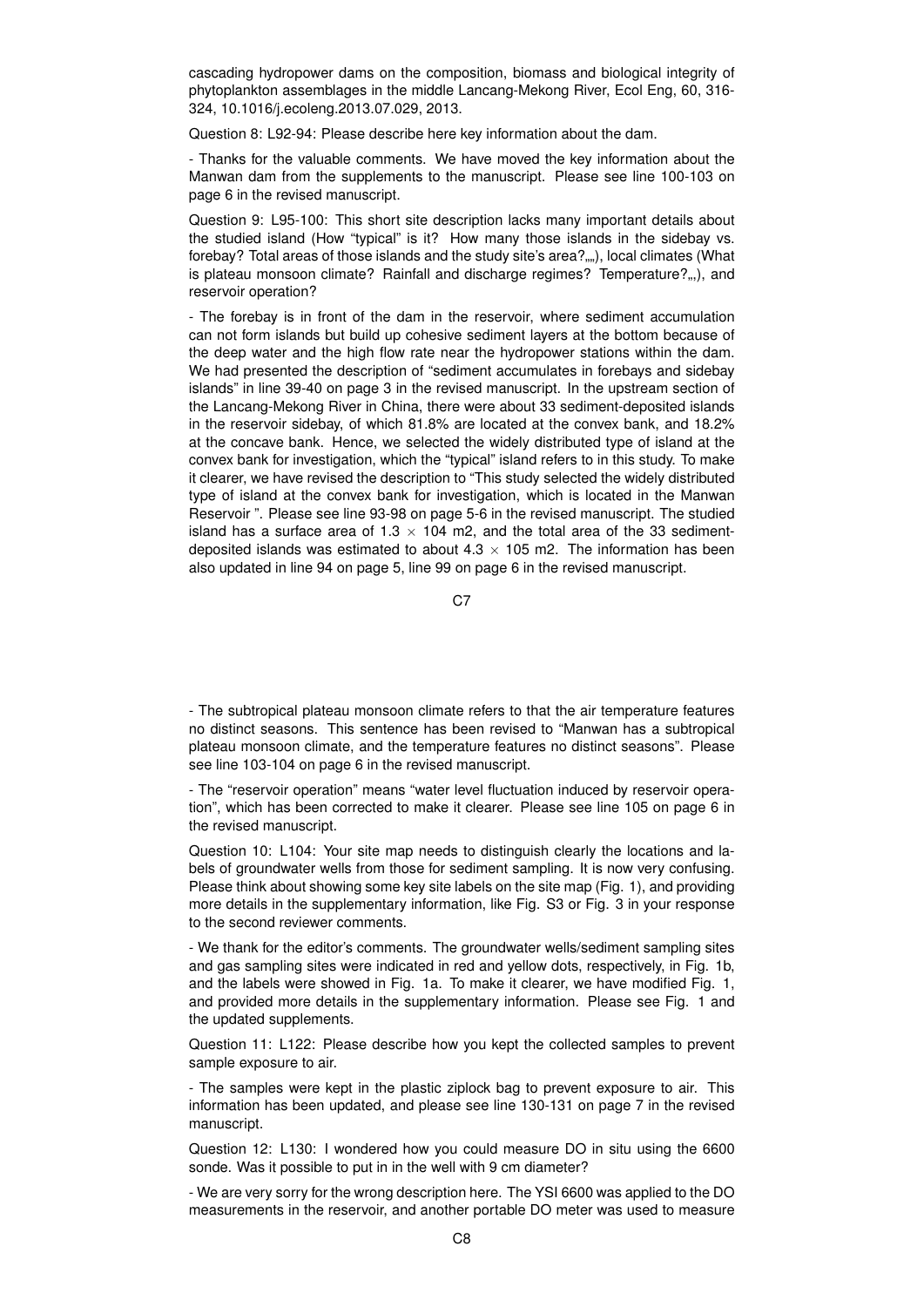cascading hydropower dams on the composition, biomass and biological integrity of phytoplankton assemblages in the middle Lancang-Mekong River, Ecol Eng, 60, 316-324, 10.1016/j.ecoleng.2013.07.029, 2013.

Question 8: L92-94: Please describe here key information about the dam.

- Thanks for the valuable comments. We have moved the key information about the Manwan dam from the supplements to the manuscript. Please see line 100-103 on page 6 in the revised manuscript.

Question 9: L95-100: This short site description lacks many important details about the studied island (How "typical" is it? How many those islands in the sidebay vs. forebay? Total areas of those islands and the study site's area?„„), local climates (What is plateau monsoon climate? Rainfall and discharge regimes? Temperature?„,), and reservoir operation?

- The forebay is in front of the dam in the reservoir, where sediment accumulation can not form islands but build up cohesive sediment layers at the bottom because of the deep water and the high flow rate near the hydropower stations within the dam. We had presented the description of "sediment accumulates in forebays and sidebay islands" in line 39-40 on page 3 in the revised manuscript. In the upstream section of the Lancang-Mekong River in China, there were about 33 sediment-deposited islands in the reservoir sidebay, of which 81.8% are located at the convex bank, and 18.2% at the concave bank. Hence, we selected the widely distributed type of island at the convex bank for investigation, which the "typical" island refers to in this study. To make it clearer, we have revised the description to "This study selected the widely distributed type of island at the convex bank for investigation, which is located in the Manwan Reservoir ". Please see line 93-98 on page 5-6 in the revised manuscript. The studied island has a surface area of $1.3 \times 104$ m2, and the total area of the 33 sediment-deposited islands was estimated to about $4.3 \times 105$ m2. The information has been also updated in line 94 on page 5, line 99 on page 6 in the revised manuscript.

- The subtropical plateau monsoon climate refers to that the air temperature features no distinct seasons. This sentence has been revised to "Manwan has a subtropical plateau monsoon climate, and the temperature features no distinct seasons". Please see line 103-104 on page 6 in the revised manuscript.

- The "reservoir operation" means "water level fluctuation induced by reservoir operation", which has been corrected to make it clearer. Please see line 105 on page 6 in the revised manuscript.

Question 10: L104: Your site map needs to distinguish clearly the locations and labels of groundwater wells from those for sediment sampling. It is now very confusing. Please think about showing some key site labels on the site map (Fig. 1), and providing more details in the supplementary information, like Fig. S3 or Fig. 3 in your response to the second reviewer comments.

- We thank for the editor's comments. The groundwater wells/sediment sampling sites and gas sampling sites were indicated in red and yellow dots, respectively, in Fig. 1b, and the labels were showed in Fig. 1a. To make it clearer, we have modified Fig. 1, and provided more details in the supplementary information. Please see Fig. 1 and the updated supplements.

Question 11: L122: Please describe how you kept the collected samples to prevent sample exposure to air.

- The samples were kept in the plastic ziplock bag to prevent exposure to air. This information has been updated, and please see line 130-131 on page 7 in the revised manuscript.

Question 12: L130: I wondered how you could measure DO in situ using the 6600 sonde. Was it possible to put in in the well with 9 cm diameter?

- We are very sorry for the wrong description here. The YSI 6600 was applied to the DO measurements in the reservoir, and another portable DO meter was used to measure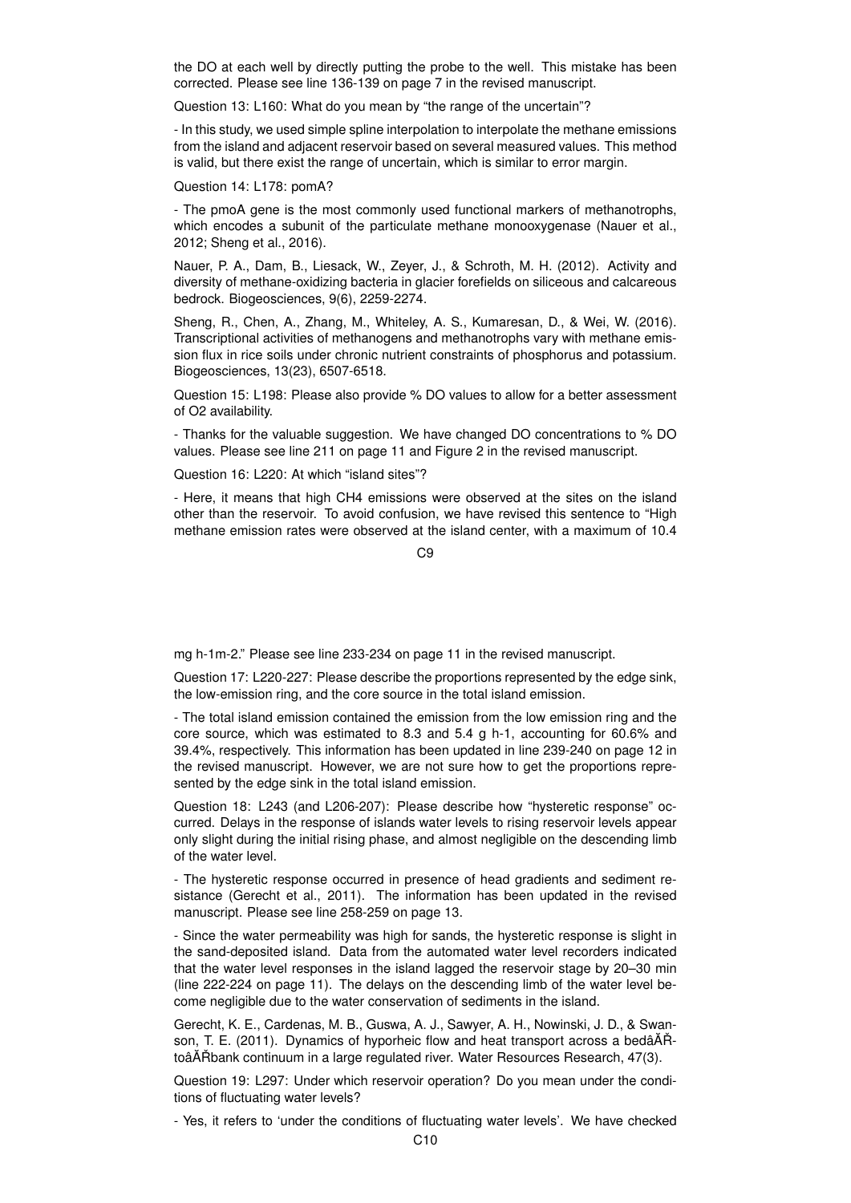the DO at each well by directly putting the probe to the well. This mistake has been corrected. Please see line 136-139 on page 7 in the revised manuscript.

Question 13: L160: What do you mean by "the range of the uncertain"?

- In this study, we used simple spline interpolation to interpolate the methane emissions from the island and adjacent reservoir based on several measured values. This method is valid, but there exist the range of uncertain, which is similar to error margin.

Question 14: L178: pomA?

- The pmoA gene is the most commonly used functional markers of methanotrophs, which encodes a subunit of the particulate methane monooxygenase (Nauer et al., 2012; Sheng et al., 2016).

Nauer, P. A., Dam, B., Liesack, W., Zeyer, J., & Schroth, M. H. (2012). Activity and diversity of methane-oxidizing bacteria in glacier forefields on siliceous and calcareous bedrock. Biogeosciences, 9(6), 2259-2274.

Sheng, R., Chen, A., Zhang, M., Whiteley, A. S., Kumaresan, D., & Wei, W. (2016). Transcriptional activities of methanogens and methanotrophs vary with methane emission flux in rice soils under chronic nutrient constraints of phosphorus and potassium. Biogeosciences, 13(23), 6507-6518.

Question 15: L198: Please also provide % DO values to allow for a better assessment of O2 availability.

- Thanks for the valuable suggestion. We have changed DO concentrations to % DO values. Please see line 211 on page 11 and Figure 2 in the revised manuscript.

Question 16: L220: At which "island sites"?

- Here, it means that high $CH_4$ emissions were observed at the sites on the island other than the reservoir. To avoid confusion, we have revised this sentence to "High methane emission rates were observed at the island center, with a maximum of 10.4 mg $h^{-1}m^{-2}$." Please see line 233-234 on page 11 in the revised manuscript.

Question 17: L220-227: Please describe the proportions represented by the edge sink, the low-emission ring, and the core source in the total island emission.

- The total island emission contained the emission from the low emission ring and the core source, which was estimated to 8.3 and 5.4 g $h^{-1}$, accounting for 60.6% and 39.4%, respectively. This information has been updated in line 239-240 on page 12 in the revised manuscript. However, we are not sure how to get the proportions represented by the edge sink in the total island emission.

Question 18: L243 (and L206-207): Please describe how "hysteretic response" occurred. Delays in the response of islands water levels to rising reservoir levels appear only slight during the initial rising phase, and almost negligible on the descending limb of the water level.

- The hysteretic response occurred in presence of head gradients and sediment resistance (Gerecht et al., 2011). The information has been updated in the revised manuscript. Please see line 258-259 on page 13.

- Since the water permeability was high for sands, the hysteretic response is slight in the sand-deposited island. Data from the automated water level recorders indicated that the water level responses in the island lagged the reservoir stage by 20–30 min (line 222-224 on page 11). The delays on the descending limb of the water level become negligible due to the water conservation of sediments in the island.

Gerecht, K. E., Cardenas, M. B., Guswa, A. J., Sawyer, A. H., Nowinski, J. D., & Swanson, T. E. (2011). Dynamics of hyporheic flow and heat transport across a bedâĂŘtoâĂŘbank continuum in a large regulated river. Water Resources Research, 47(3).

Question 19: L297: Under which reservoir operation? Do you mean under the conditions of fluctuating water levels?

- Yes, it refers to 'under the conditions of fluctuating water levels'. We have checked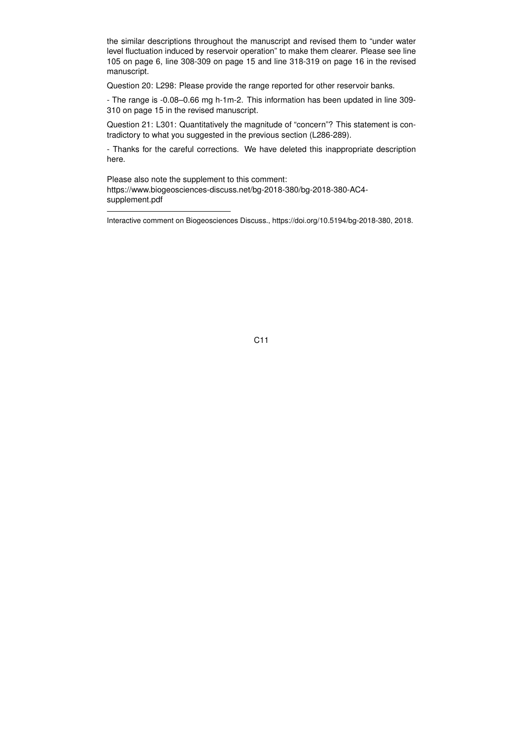the similar descriptions throughout the manuscript and revised them to "under water level fluctuation induced by reservoir operation" to make them clearer. Please see line 105 on page 6, line 308-309 on page 15 and line 318-319 on page 16 in the revised manuscript.

Question 20: L298: Please provide the range reported for other reservoir banks.

- The range is -0.08–0.66 mg $h^{-1}m^{-2}$. This information has been updated in line 309-310 on page 15 in the revised manuscript.

Question 21: L301: Quantitatively the magnitude of "concern"? This statement is contradictory to what you suggested in the previous section (L286-289).

- Thanks for the careful corrections. We have deleted this inappropriate description here.

Please also note the supplement to this comment:
https://www.biogeosciences-discuss.net/bg-2018-380/bg-2018-380-AC4-supplement.pdf

---

Interactive comment on Biogeosciences Discuss., https://doi.org/10.5194/bg-2018-380, 2018.